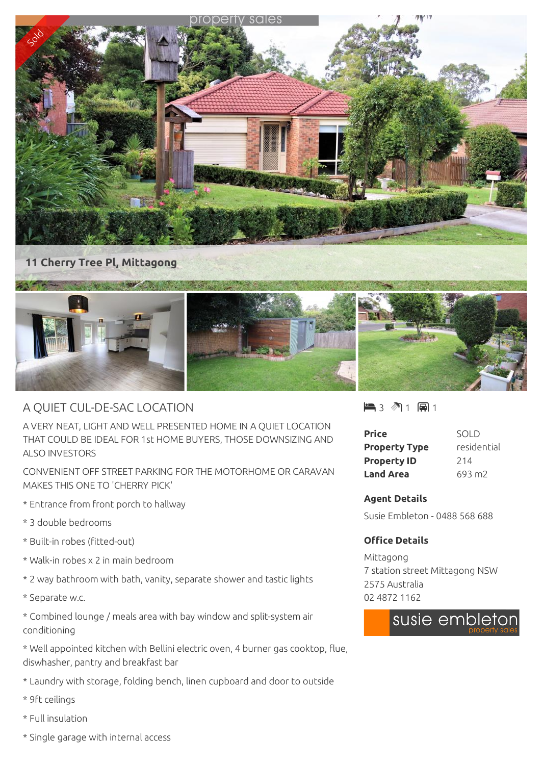Sold

property sales

**11 Cherry Tree Pl, Mittagong**

## A QUIET CUL-DE-SAC LOCATION

A VERY NEAT, LIGHT AND WELL PRESENTED HOME IN A QUIET LOCATION THAT COULD BE IDEAL FOR 1st HOME BUYERS, THOSE DOWNSIZING AND ALSO INVESTORS

CONVENIENT OFF STREET PARKING FOR THE MOTORHOME OR CARAVAN MAKES THIS ONE TO 'CHERRY PICK'

* Entrance from front porch to hallway

* 3 double bedrooms

* Built-in robes (fitted-out)

* Walk-in robes x 2 in main bedroom

* 2 way bathroom with bath, vanity, separate shower and tastic lights

* Separate w.c.

* Combined lounge / meals area with bay window and split-system air conditioning

* Well appointed kitchen with Bellini electric oven, 4 burner gas cooktop, flue, diswhasher, pantry and breakfast bar

* Laundry with storage, folding bench, linen cupboard and door to outside

* 9ft ceilings

* Full insulation

* Single garage with internal access

3 1 1

| | |
|---|---|
| **Price** | SOLD |
| **Property Type** | residential |
| **Property ID** | 214 |
| **Land Area** | 693 m2 |

### Agent Details

Susie Embleton - 0488 568 688

### Office Details

Mittagong
7 station street Mittagong NSW 2575 Australia
02 4872 1162

susie embleton property sales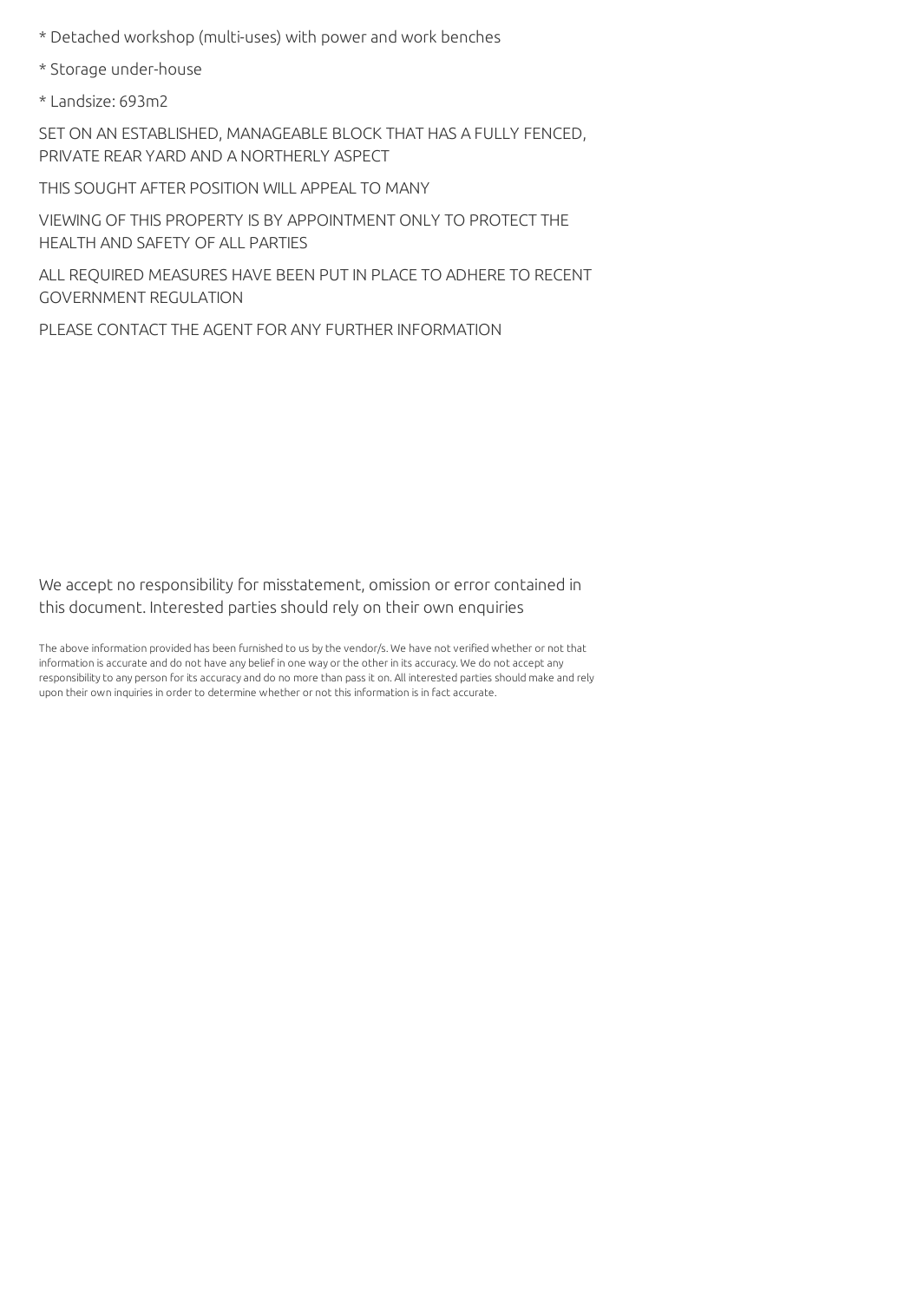* Detached workshop (multi-uses) with power and work benches

* Storage under-house

* Landsize: 693m2

SET ON AN ESTABLISHED, MANAGEABLE BLOCK THAT HAS A FULLY FENCED, PRIVATE REAR YARD AND A NORTHERLY ASPECT

THIS SOUGHT AFTER POSITION WILL APPEAL TO MANY

VIEWING OF THIS PROPERTY IS BY APPOINTMENT ONLY TO PROTECT THE HEALTH AND SAFETY OF ALL PARTIES

ALL REQUIRED MEASURES HAVE BEEN PUT IN PLACE TO ADHERE TO RECENT GOVERNMENT REGULATION

PLEASE CONTACT THE AGENT FOR ANY FURTHER INFORMATION

We accept no responsibility for misstatement, omission or error contained in this document. Interested parties should rely on their own enquiries

The above information provided has been furnished to us by the vendor/s. We have not verified whether or not that information is accurate and do not have any belief in one way or the other in its accuracy. We do not accept any responsibility to any person for its accuracy and do no more than pass it on. All interested parties should make and rely upon their own inquiries in order to determine whether or not this information is in fact accurate.